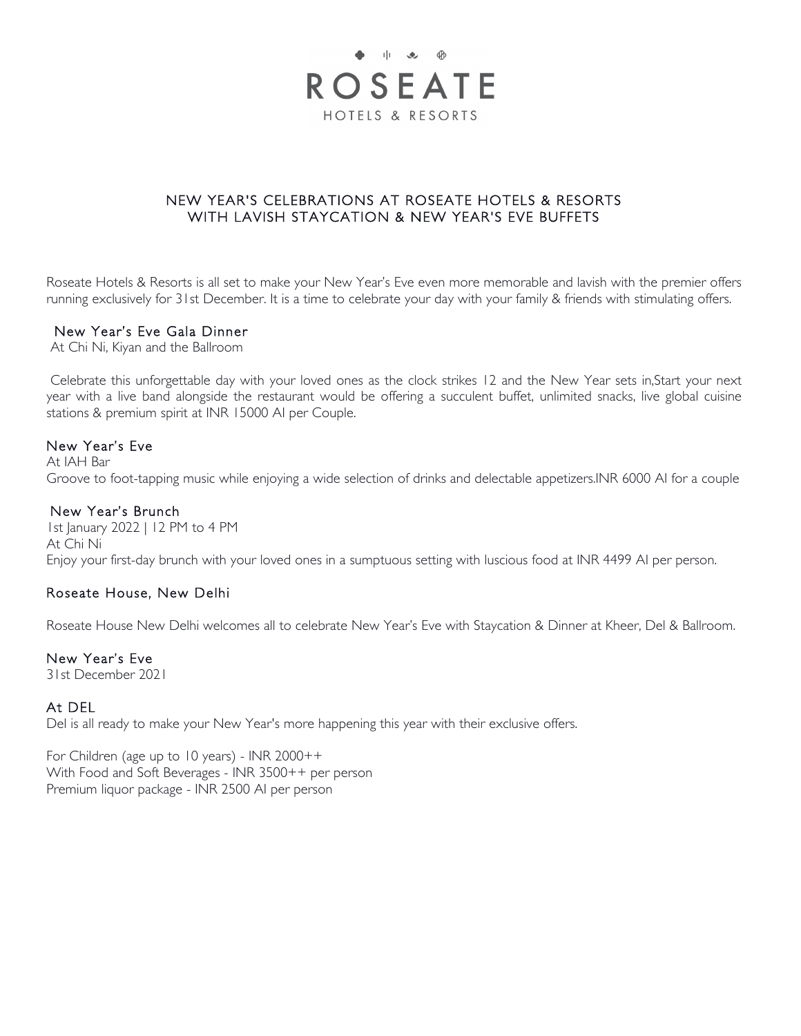# ROSEATE

HOTELS & RESORTS

## NEW YEAR'S CELEBRATIONS AT ROSEATE HOTELS & RESORTS WITH LAVISH STAYCATION & NEW YEAR'S EVE BUFFETS

Roseate Hotels & Resorts is all set to make your New Year's Eve even more memorable and lavish with the premier offers running exclusively for 31st December. It is a time to celebrate your day with your family & friends with stimulating offers.

### New Year's Eve Gala Dinner

At Chi Ni, Kiyan and the Ballroom

Celebrate this unforgettable day with your loved ones as the clock strikes 12 and the New Year sets in,Start your next year with a live band alongside the restaurant would be offering a succulent buffet, unlimited snacks, live global cuisine stations & premium spirit at INR 15000 AI per Couple.

### New Year's Eve

At IAH Bar

Groove to foot-tapping music while enjoying a wide selection of drinks and delectable appetizers.INR 6000 AI for a couple

### New Year's Brunch

1st January 2022 | 12 PM to 4 PM

At Chi Ni

Enjoy your first-day brunch with your loved ones in a sumptuous setting with luscious food at INR 4499 AI per person.

## Roseate House, New Delhi

Roseate House New Delhi welcomes all to celebrate New Year's Eve with Staycation & Dinner at Kheer, Del & Ballroom.

### New Year's Eve

31st December 2021

### At DEL

Del is all ready to make your New Year's more happening this year with their exclusive offers.

For Children (age up to 10 years) - INR 2000++

With Food and Soft Beverages - INR 3500++ per person

Premium liquor package - INR 2500 AI per person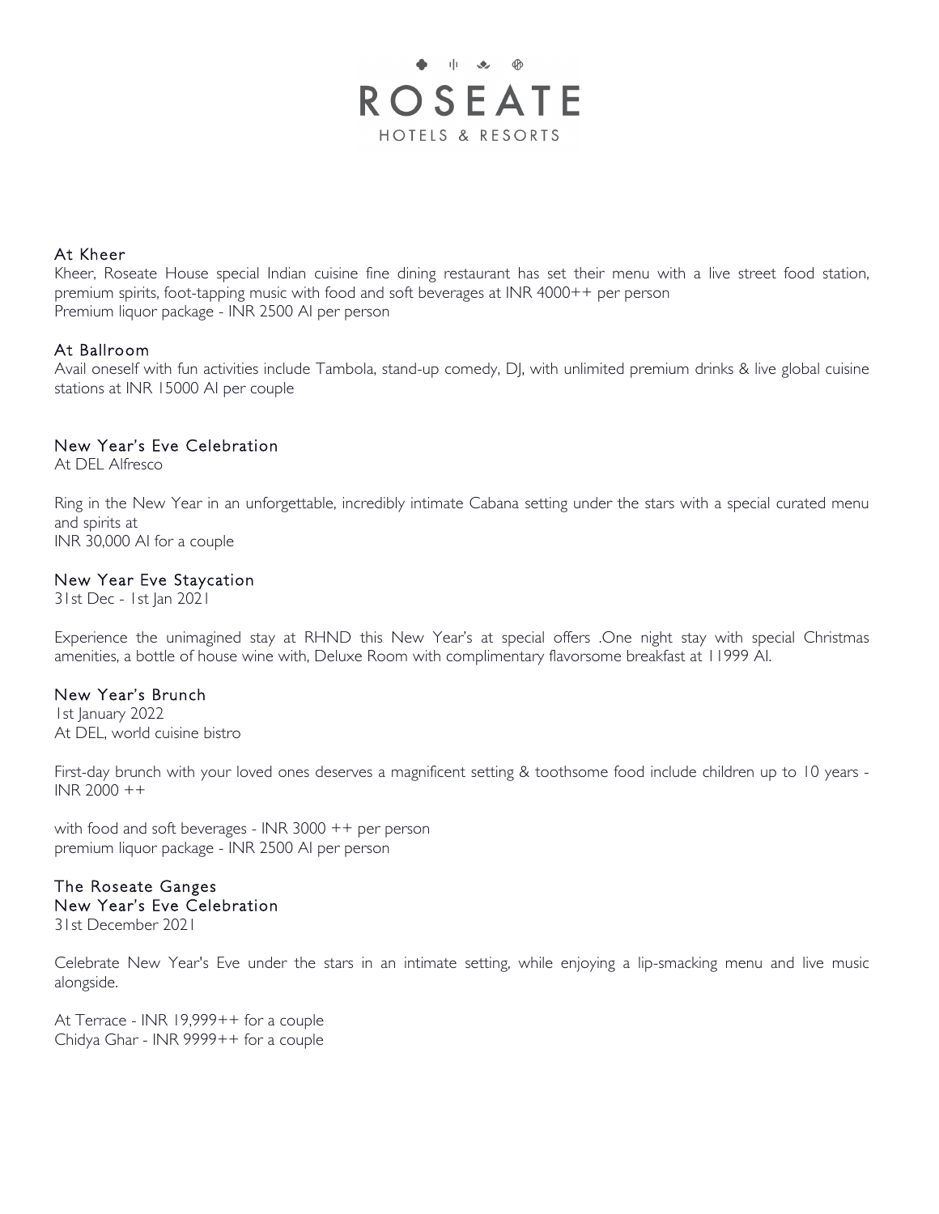# ROSEATE

HOTELS & RESORTS

### At Kheer

Kheer, Roseate House special Indian cuisine fine dining restaurant has set their menu with a live street food station, premium spirits, foot-tapping music with food and soft beverages at INR 4000++ per person
Premium liquor package - INR 2500 AI per person

### At Ballroom

Avail oneself with fun activities include Tambola, stand-up comedy, DJ, with unlimited premium drinks & live global cuisine stations at INR 15000 AI per couple

### New Year's Eve Celebration

At DEL Alfresco

Ring in the New Year in an unforgettable, incredibly intimate Cabana setting under the stars with a special curated menu and spirits at
INR 30,000 AI for a couple

### New Year Eve Staycation

31st Dec - 1st Jan 2021

Experience the unimagined stay at RHND this New Year's at special offers .One night stay with special Christmas amenities, a bottle of house wine with, Deluxe Room with complimentary flavorsome breakfast at 11999 AI.

### New Year's Brunch

1st January 2022
At DEL, world cuisine bistro

First-day brunch with your loved ones deserves a magnificent setting & toothsome food include children up to 10 years - INR 2000 ++

with food and soft beverages - INR 3000 ++ per person
premium liquor package - INR 2500 AI per person

### The Roseate Ganges
### New Year's Eve Celebration

31st December 2021

Celebrate New Year's Eve under the stars in an intimate setting, while enjoying a lip-smacking menu and live music alongside.

At Terrace - INR 19,999++ for a couple
Chidya Ghar - INR 9999++ for a couple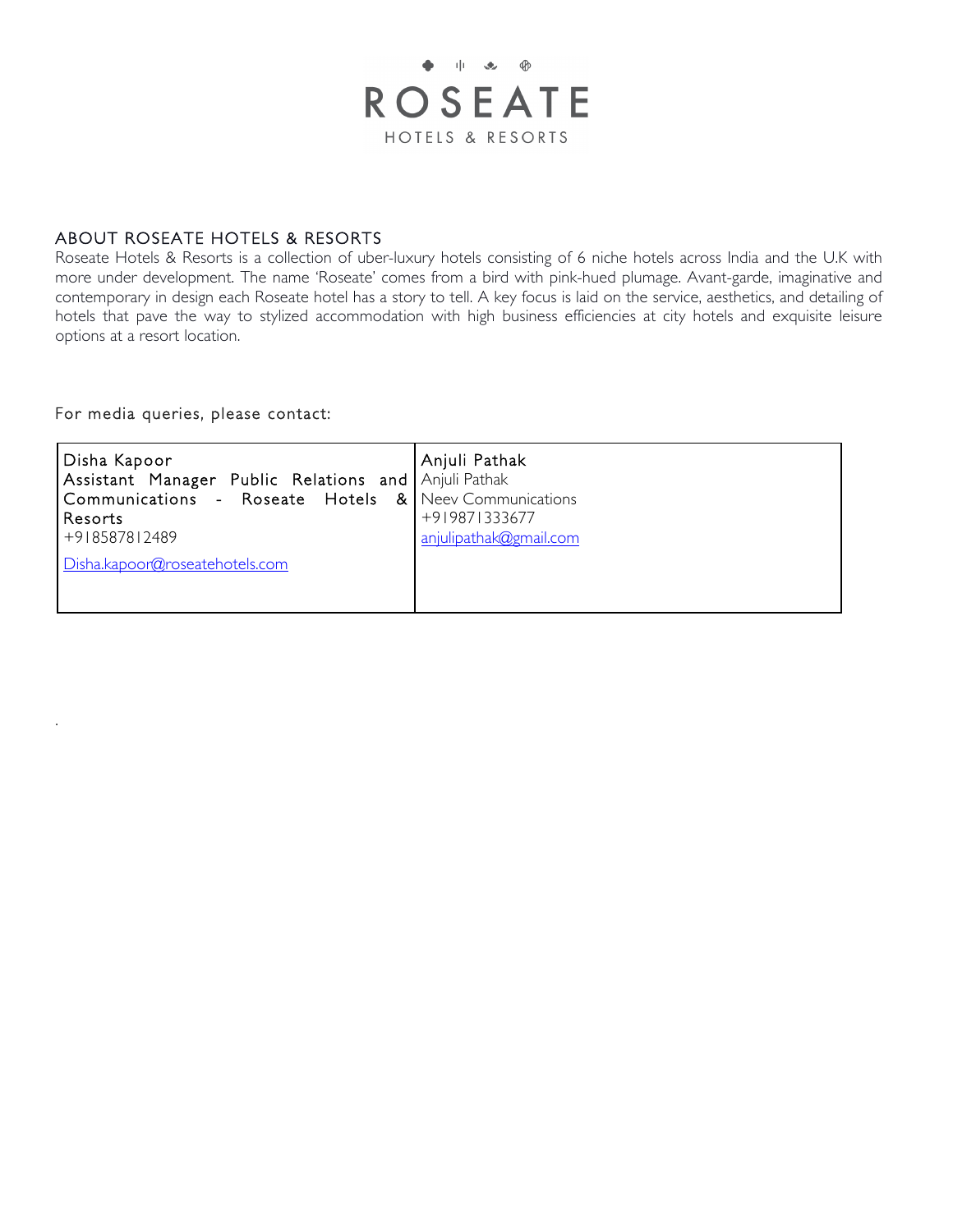# ROSEATE

HOTELS & RESORTS

## ABOUT ROSEATE HOTELS & RESORTS

Roseate Hotels & Resorts is a collection of uber-luxury hotels consisting of 6 niche hotels across India and the U.K with more under development. The name 'Roseate' comes from a bird with pink-hued plumage. Avant-garde, imaginative and contemporary in design each Roseate hotel has a story to tell. A key focus is laid on the service, aesthetics, and detailing of hotels that pave the way to stylized accommodation with high business efficiencies at city hotels and exquisite leisure options at a resort location.

For media queries, please contact:

| | |
|---|---|
| Disha Kapoor<br>Assistant Manager Public Relations and Communications - Roseate Hotels & Resorts<br>+918587812489<br>Disha.kapoor@roseatehotels.com | Anjuli Pathak<br>Anjuli Pathak<br>Neev Communications<br>+919871333677<br>anjulipathak@gmail.com |

.